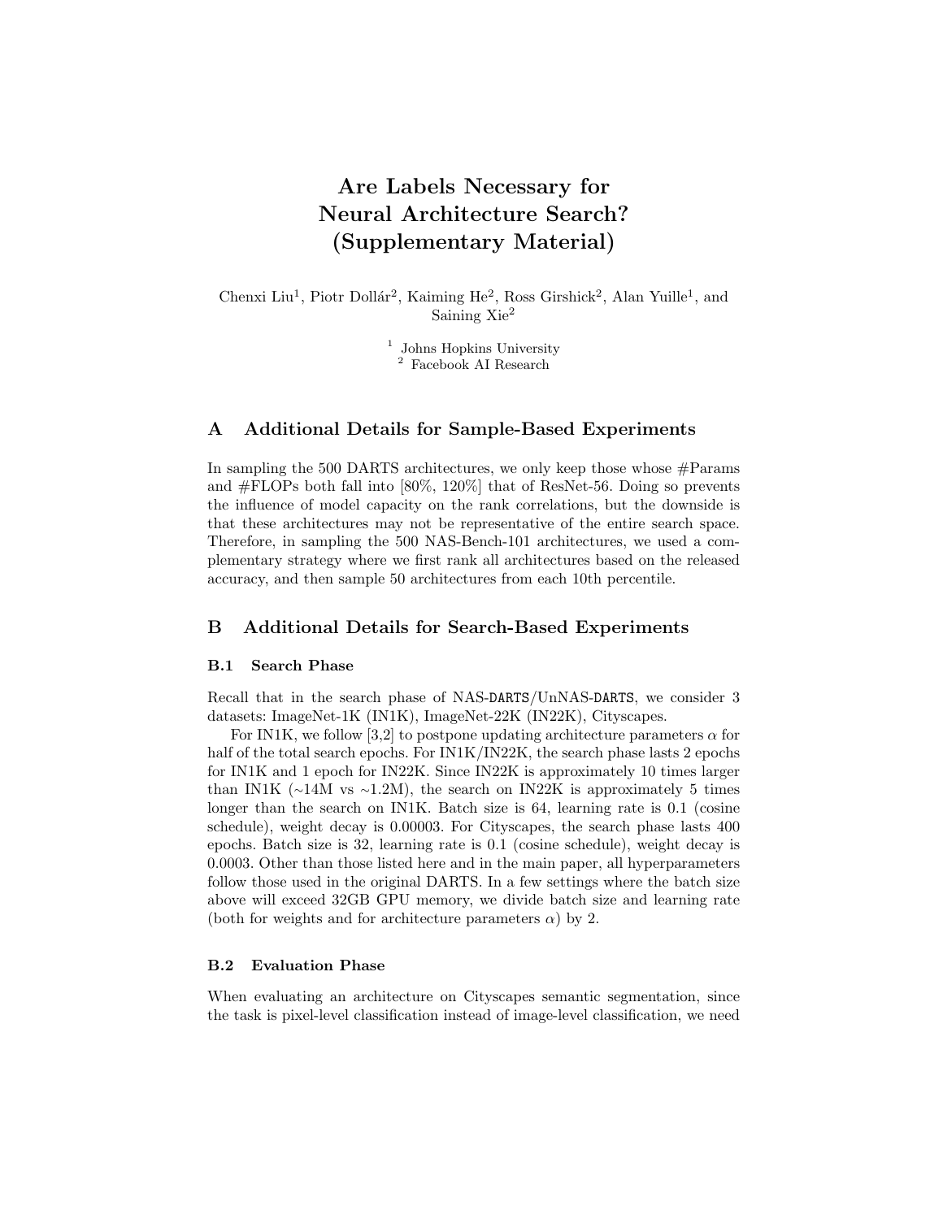# Are Labels Necessary for Neural Architecture Search? (Supplementary Material)

Chenxi Liu[1], Piotr Dollár[2], Kaiming He[2], Ross Girshick[2], Alan Yuille[1], and Saining Xie[2]

[1] Johns Hopkins University
[2] Facebook AI Research

## A Additional Details for Sample-Based Experiments

In sampling the 500 DARTS architectures, we only keep those whose #Params and #FLOPs both fall into [80%, 120%] that of ResNet-56. Doing so prevents the influence of model capacity on the rank correlations, but the downside is that these architectures may not be representative of the entire search space. Therefore, in sampling the 500 NAS-Bench-101 architectures, we used a complementary strategy where we first rank all architectures based on the released accuracy, and then sample 50 architectures from each 10th percentile.

## B Additional Details for Search-Based Experiments

### B.1 Search Phase

Recall that in the search phase of NAS-DARTS/UnNAS-DARTS, we consider 3 datasets: ImageNet-1K (IN1K), ImageNet-22K (IN22K), Cityscapes.

For IN1K, we follow [3,2] to postpone updating architecture parameters $\alpha$ for half of the total search epochs. For IN1K/IN22K, the search phase lasts 2 epochs for IN1K and 1 epoch for IN22K. Since IN22K is approximately 10 times larger than IN1K (~14M vs ~1.2M), the search on IN22K is approximately 5 times longer than the search on IN1K. Batch size is 64, learning rate is 0.1 (cosine schedule), weight decay is 0.00003. For Cityscapes, the search phase lasts 400 epochs. Batch size is 32, learning rate is 0.1 (cosine schedule), weight decay is 0.0003. Other than those listed here and in the main paper, all hyperparameters follow those used in the original DARTS. In a few settings where the batch size above will exceed 32GB GPU memory, we divide batch size and learning rate (both for weights and for architecture parameters $\alpha$) by 2.

### B.2 Evaluation Phase

When evaluating an architecture on Cityscapes semantic segmentation, since the task is pixel-level classification instead of image-level classification, we need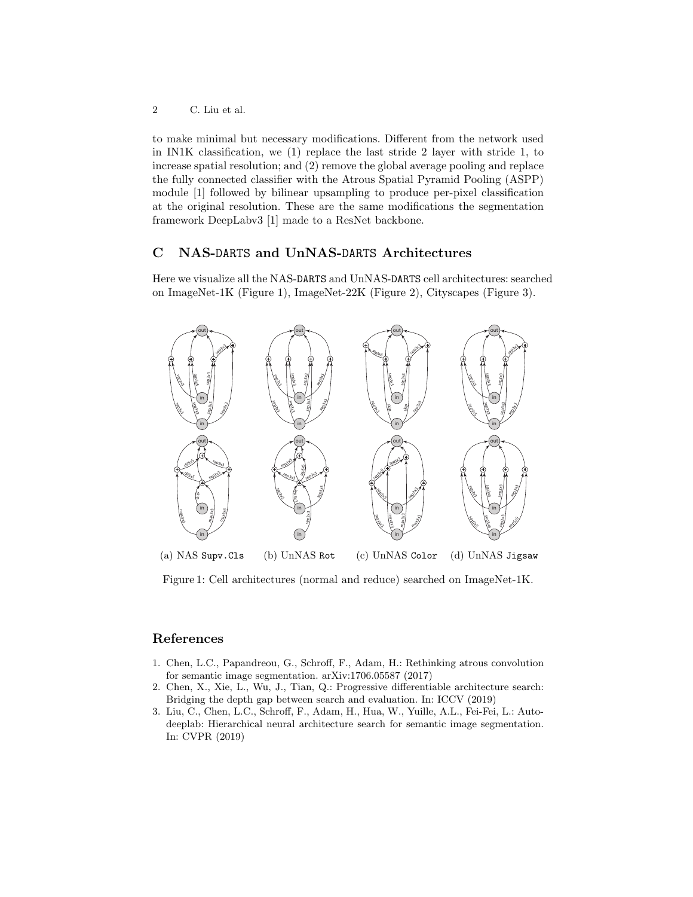to make minimal but necessary modifications. Different from the network used in IN1K classification, we (1) replace the last stride 2 layer with stride 1, to increase spatial resolution; and (2) remove the global average pooling and replace the fully connected classifier with the Atrous Spatial Pyramid Pooling (ASPP) module [1] followed by bilinear upsampling to produce per-pixel classification at the original resolution. These are the same modifications the segmentation framework DeepLabv3 [1] made to a ResNet backbone.

## C NAS-DARTS and UnNAS-DARTS Architectures

Here we visualize all the NAS-DARTS and UnNAS-DARTS cell architectures: searched on ImageNet-1K (Figure 1), ImageNet-22K (Figure 2), Cityscapes (Figure 3).

(a) NAS Supv.Cls (b) UnNAS Rot (c) UnNAS Color (d) UnNAS Jigsaw

Figure 1: Cell architectures (normal and reduce) searched on ImageNet-1K.

## References

1. Chen, L.C., Papandreou, G., Schroff, F., Adam, H.: Rethinking atrous convolution for semantic image segmentation. arXiv:1706.05587 (2017)
2. Chen, X., Xie, L., Wu, J., Tian, Q.: Progressive differentiable architecture search: Bridging the depth gap between search and evaluation. In: ICCV (2019)
3. Liu, C., Chen, L.C., Schroff, F., Adam, H., Hua, W., Yuille, A.L., Fei-Fei, L.: Auto-deeplab: Hierarchical neural architecture search for semantic image segmentation. In: CVPR (2019)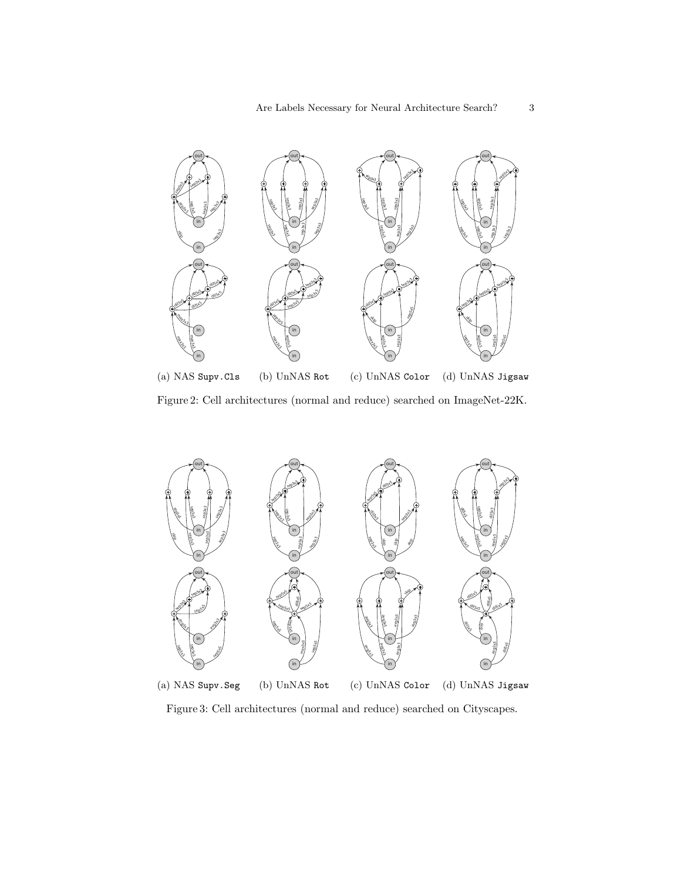(a) NAS `Supv.Cls` (b) UnNAS `Rot` (c) UnNAS `Color` (d) UnNAS `Jigsaw`

Figure 2: Cell architectures (normal and reduce) searched on ImageNet-22K.

(a) NAS `Supv.Seg` (b) UnNAS `Rot` (c) UnNAS `Color` (d) UnNAS `Jigsaw`

Figure 3: Cell architectures (normal and reduce) searched on Cityscapes.